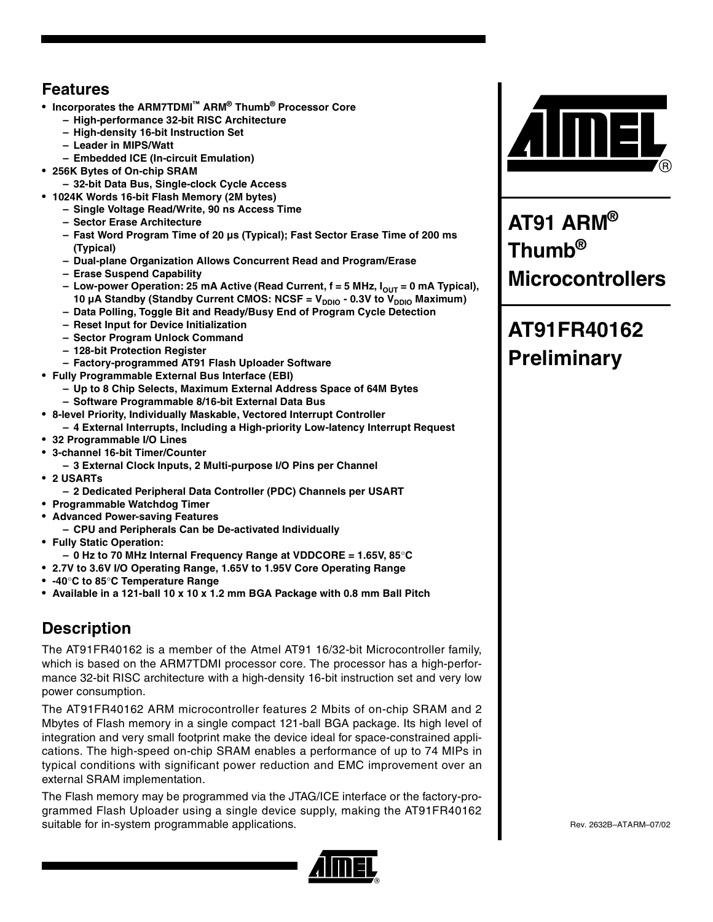## Features

- Incorporates the ARM7TDMI™ ARM® Thumb® Processor Core
  - High-performance 32-bit RISC Architecture
  - High-density 16-bit Instruction Set
  - Leader in MIPS/Watt
  - Embedded ICE (In-circuit Emulation)
- 256K Bytes of On-chip SRAM
  - 32-bit Data Bus, Single-clock Cycle Access
- 1024K Words 16-bit Flash Memory (2M bytes)
  - Single Voltage Read/Write, 90 ns Access Time
  - Sector Erase Architecture
  - Fast Word Program Time of 20 µs (Typical); Fast Sector Erase Time of 200 ms (Typical)
  - Dual-plane Organization Allows Concurrent Read and Program/Erase
  - Erase Suspend Capability
  - Low-power Operation: 25 mA Active (Read Current, f = 5 MHz, $I_{OUT}$ = 0 mA Typical), 10 µA Standby (Standby Current CMOS: NCSF = $V_{DDIO}$ - 0.3V to $V_{DDIO}$ Maximum)
  - Data Polling, Toggle Bit and Ready/Busy End of Program Cycle Detection
  - Reset Input for Device Initialization
  - Sector Program Unlock Command
  - 128-bit Protection Register
  - Factory-programmed AT91 Flash Uploader Software
- Fully Programmable External Bus Interface (EBI)
  - Up to 8 Chip Selects, Maximum External Address Space of 64M Bytes
  - Software Programmable 8/16-bit External Data Bus
- 8-level Priority, Individually Maskable, Vectored Interrupt Controller
  - 4 External Interrupts, Including a High-priority Low-latency Interrupt Request
- 32 Programmable I/O Lines
- 3-channel 16-bit Timer/Counter
  - 3 External Clock Inputs, 2 Multi-purpose I/O Pins per Channel
- 2 USARTs
  - 2 Dedicated Peripheral Data Controller (PDC) Channels per USART
- Programmable Watchdog Timer
- Advanced Power-saving Features
  - CPU and Peripherals Can be De-activated Individually
- Fully Static Operation:
  - 0 Hz to 70 MHz Internal Frequency Range at VDDCORE = 1.65V, 85°C
- 2.7V to 3.6V I/O Operating Range, 1.65V to 1.95V Core Operating Range
- -40°C to 85°C Temperature Range
- Available in a 121-ball 10 x 10 x 1.2 mm BGA Package with 0.8 mm Ball Pitch

# AT91 ARM® Thumb® Microcontrollers

# AT91FR40162 Preliminary

## Description

The AT91FR40162 is a member of the Atmel AT91 16/32-bit Microcontroller family, which is based on the ARM7TDMI processor core. The processor has a high-performance 32-bit RISC architecture with a high-density 16-bit instruction set and very low power consumption.

The AT91FR40162 ARM microcontroller features 2 Mbits of on-chip SRAM and 2 Mbytes of Flash memory in a single compact 121-ball BGA package. Its high level of integration and very small footprint make the device ideal for space-constrained applications. The high-speed on-chip SRAM enables a performance of up to 74 MIPs in typical conditions with significant power reduction and EMC improvement over an external SRAM implementation.

The Flash memory may be programmed via the JTAG/ICE interface or the factory-programmed Flash Uploader using a single device supply, making the AT91FR40162 suitable for in-system programmable applications.

Rev. 2632B–ATARM–07/02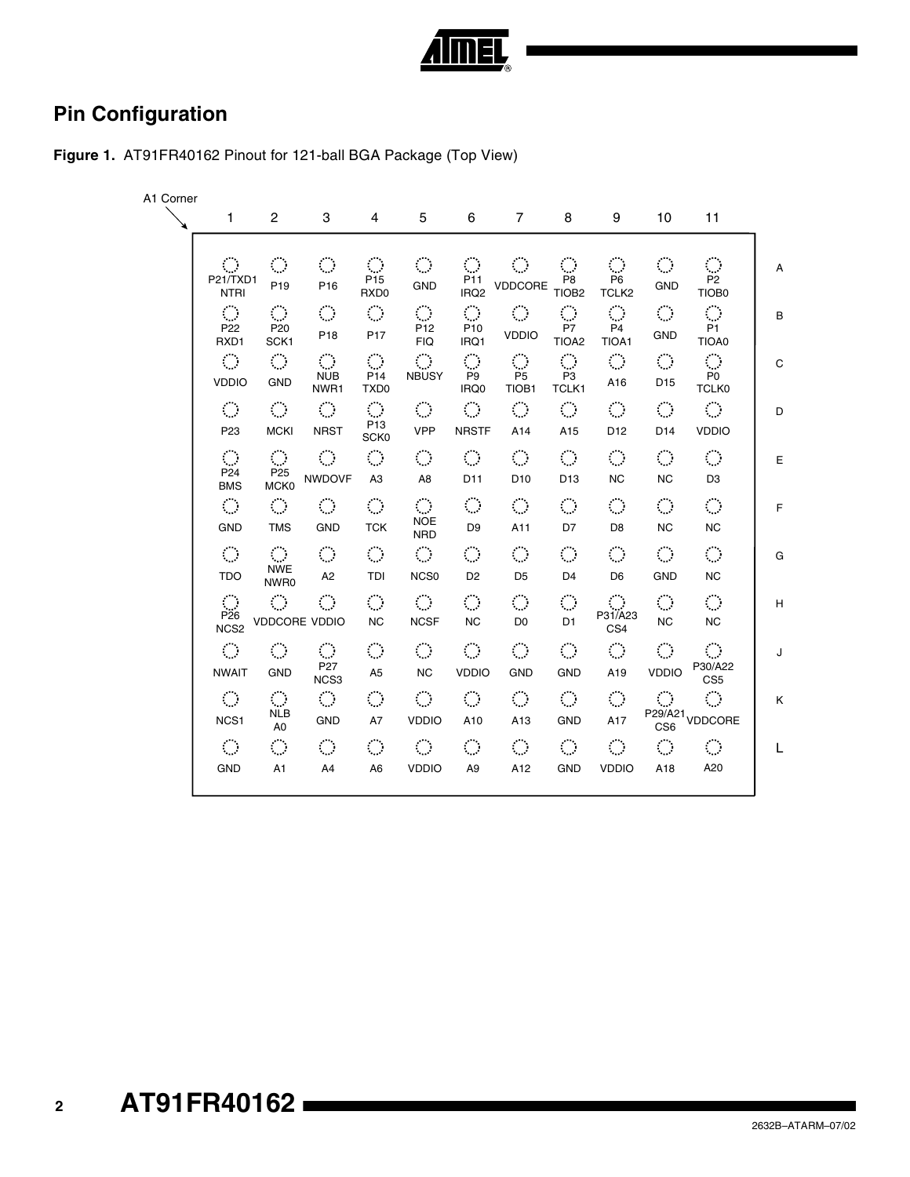## Pin Configuration

**Figure 1.** AT91FR40162 Pinout for 121-ball BGA Package (Top View)

A1 Corner

| | 1 | 2 | 3 | 4 | 5 | 6 | 7 | 8 | 9 | 10 | 11 |
|---|---|---|---|---|---|---|---|---|---|---|---|
| A | P21/TXD1 NTRI | P19 | P16 | P15 RXD0 | GND | P11 IRQ2 | VDDCORE | P8 TIOB2 | P6 TCLK2 | GND | P2 TIOB0 |
| B | P22 RXD1 | P20 SCK1 | P18 | P17 | P12 FIQ | P10 IRQ1 | VDDIO | P7 TIOA2 | P4 TIOA1 | GND | P1 TIOA0 |
| C | VDDIO | GND | NUB NWR1 | P14 TXD0 | NBUSY | P9 IRQ0 | P5 TIOB1 | P3 TCLK1 | A16 | D15 | P0 TCLK0 |
| D | P23 | MCKI | NRST | P13 SCK0 | VPP | NRSTF | A14 | A15 | D12 | D14 | VDDIO |
| E | P24 BMS | P25 MCK0 | NWDOVF | A3 | A8 | D11 | D10 | D13 | NC | NC | D3 |
| F | GND | TMS | GND | TCK | NOE NRD | D9 | A11 | D7 | D8 | NC | NC |
| G | TDO | NWE NWR0 | A2 | TDI | NCS0 | D2 | D5 | D4 | D6 | GND | NC |
| H | P26 NCS2 | VDDCORE | VDDIO | NC | NCSF | NC | D0 | D1 | P31/A23 CS4 | NC | NC |
| J | NWAIT | GND | P27 NCS3 | A5 | NC | VDDIO | GND | GND | A19 | VDDIO | P30/A22 CS5 |
| K | NCS1 | NLB A0 | GND | A7 | VDDIO | A10 | A13 | GND | A17 | P29/A21 CS6 | VDDCORE |
| L | GND | A1 | A4 | A6 | VDDIO | A9 | A12 | GND | VDDIO | A18 | A20 |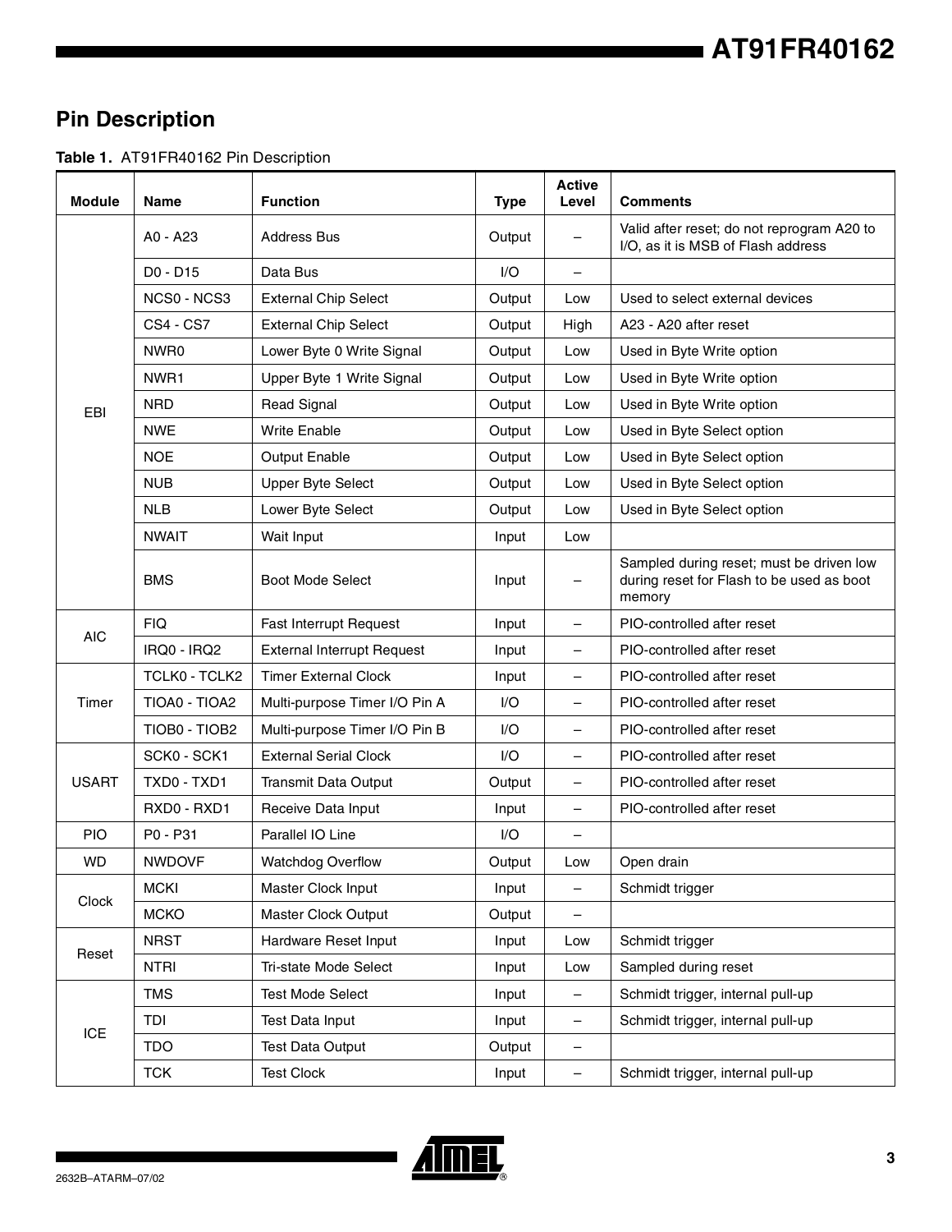## Pin Description

**Table 1.** AT91FR40162 Pin Description

| Module | Name | Function | Type | Active Level | Comments |
|---|---|---|---|---|---|
| EBI | A0 - A23 | Address Bus | Output | – | Valid after reset; do not reprogram A20 to I/O, as it is MSB of Flash address |
| | D0 - D15 | Data Bus | I/O | – | |
| | NCS0 - NCS3 | External Chip Select | Output | Low | Used to select external devices |
| | CS4 - CS7 | External Chip Select | Output | High | A23 - A20 after reset |
| | NWR0 | Lower Byte 0 Write Signal | Output | Low | Used in Byte Write option |
| | NWR1 | Upper Byte 1 Write Signal | Output | Low | Used in Byte Write option |
| | NRD | Read Signal | Output | Low | Used in Byte Write option |
| | NWE | Write Enable | Output | Low | Used in Byte Select option |
| | NOE | Output Enable | Output | Low | Used in Byte Select option |
| | NUB | Upper Byte Select | Output | Low | Used in Byte Select option |
| | NLB | Lower Byte Select | Output | Low | Used in Byte Select option |
| | NWAIT | Wait Input | Input | Low | |
| | BMS | Boot Mode Select | Input | – | Sampled during reset; must be driven low during reset for Flash to be used as boot memory |
| AIC | FIQ | Fast Interrupt Request | Input | – | PIO-controlled after reset |
| | IRQ0 - IRQ2 | External Interrupt Request | Input | – | PIO-controlled after reset |
| Timer | TCLK0 - TCLK2 | Timer External Clock | Input | – | PIO-controlled after reset |
| | TIOA0 - TIOA2 | Multi-purpose Timer I/O Pin A | I/O | – | PIO-controlled after reset |
| | TIOB0 - TIOB2 | Multi-purpose Timer I/O Pin B | I/O | – | PIO-controlled after reset |
| USART | SCK0 - SCK1 | External Serial Clock | I/O | – | PIO-controlled after reset |
| | TXD0 - TXD1 | Transmit Data Output | Output | – | PIO-controlled after reset |
| | RXD0 - RXD1 | Receive Data Input | Input | – | PIO-controlled after reset |
| PIO | P0 - P31 | Parallel IO Line | I/O | – | |
| WD | NWDOVF | Watchdog Overflow | Output | Low | Open drain |
| Clock | MCKI | Master Clock Input | Input | – | Schmidt trigger |
| | MCKO | Master Clock Output | Output | – | |
| Reset | NRST | Hardware Reset Input | Input | Low | Schmidt trigger |
| | NTRI | Tri-state Mode Select | Input | Low | Sampled during reset |
| ICE | TMS | Test Mode Select | Input | – | Schmidt trigger, internal pull-up |
| | TDI | Test Data Input | Input | – | Schmidt trigger, internal pull-up |
| | TDO | Test Data Output | Output | – | |
| | TCK | Test Clock | Input | – | Schmidt trigger, internal pull-up |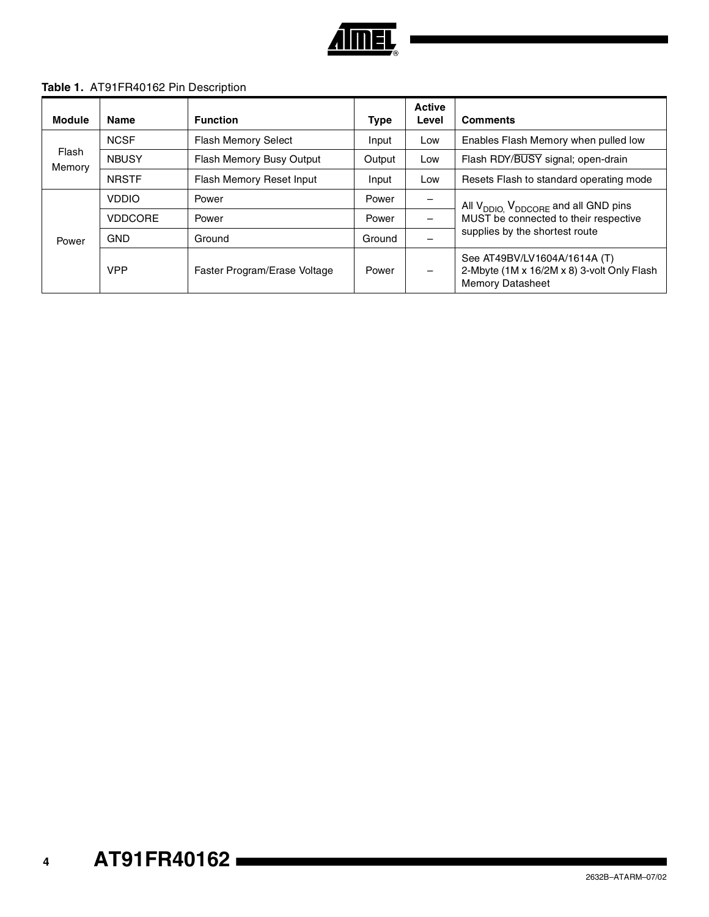**Table 1.** AT91FR40162 Pin Description

| Module | Name | Function | Type | Active Level | Comments |
|---|---|---|---|---|---|
| Flash Memory | NCSF | Flash Memory Select | Input | Low | Enables Flash Memory when pulled low |
| | NBUSY | Flash Memory Busy Output | Output | Low | Flash RDY/$\overline{\text{BUSY}}$ signal; open-drain |
| | NRSTF | Flash Memory Reset Input | Input | Low | Resets Flash to standard operating mode |
| Power | VDDIO | Power | Power | – | All $V_{DDIO}$, $V_{DDCORE}$ and all GND pins MUST be connected to their respective supplies by the shortest route |
| | VDDCORE | Power | Power | – | |
| | GND | Ground | Ground | – | |
| | VPP | Faster Program/Erase Voltage | Power | – | See AT49BV/LV1604A/1614A (T) 2-Mbyte (1M x 16/2M x 8) 3-volt Only Flash Memory Datasheet |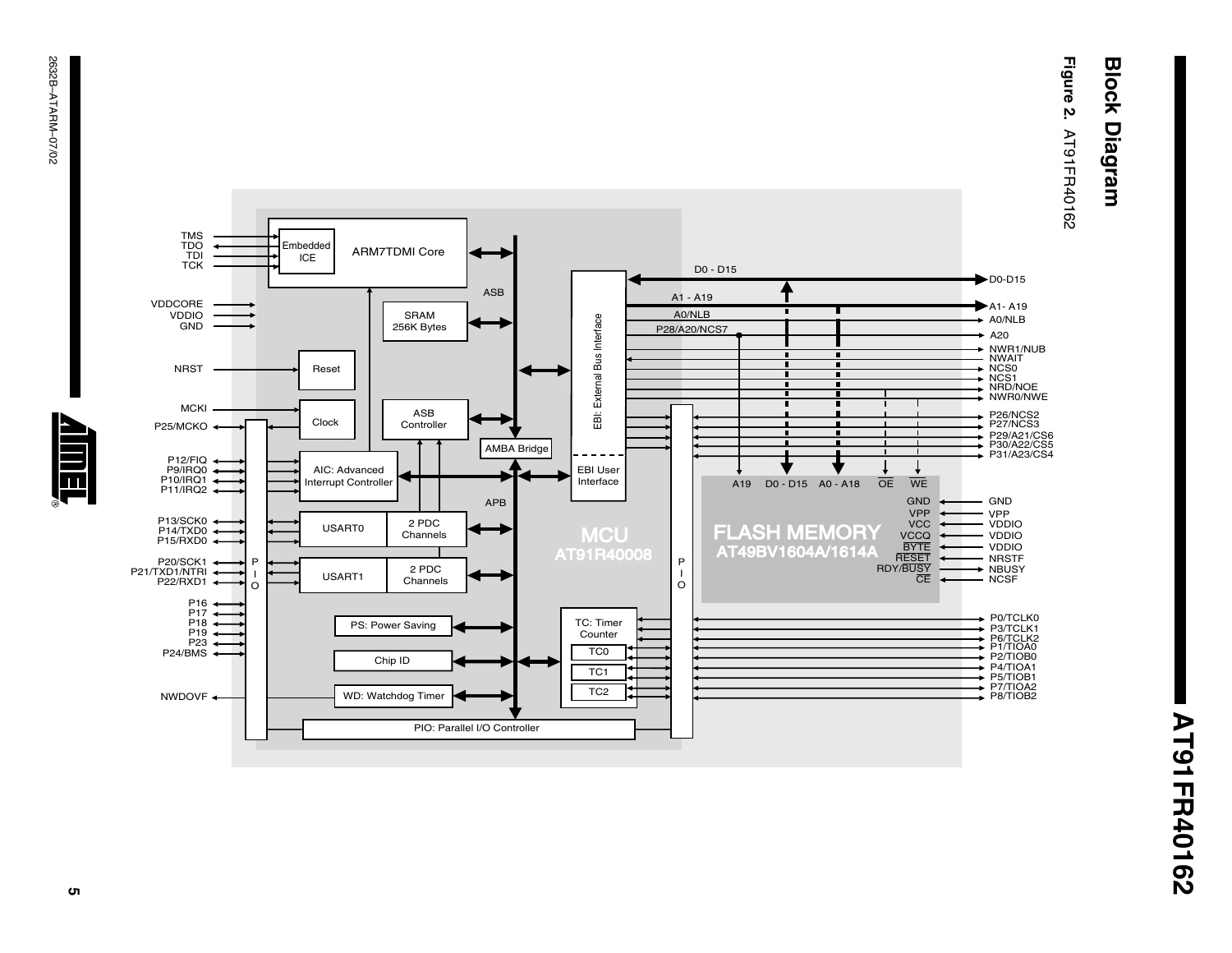## Block Diagram

**Figure 2.** AT91FR40162

TMS
TDO
TDI
TCK

Embedded ICE

ARM7TDMI Core

VDDCORE
VDDIO
GND

SRAM 256K Bytes

ASB

NRST

Reset

MCKI

P25/MCKO

Clock

ASB Controller

AMBA Bridge

P12/FIQ
P9/IRQ0
P10/IRQ1
P11/IRQ2

AIC: Advanced Interrupt Controller

APB

P13/SCK0
P14/TXD0
P15/RXD0

USART0

2 PDC Channels

P20/SCK1
P21/TXD1/NTRI
P22/RXD1

USART1

2 PDC Channels

P16
P17
P18
P19
P23
P24/BMS

PS: Power Saving

Chip ID

NWDOVF

WD: Watchdog Timer

PIO: Parallel I/O Controller

P I O

EBI: External Bus Interface

EBI User Interface

D0 - D15

A1 - A19

A0/NLB

P28/A20/NCS7

MCU
AT91R40008

TC: Timer Counter

TC0

TC1

TC2

P I O

A19 D0 - D15 A0 - A18 OE WE

FLASH MEMORY
AT49BV1604A/1614A

GND
VPP
VCC
VCCQ
BYTE
RESET
RDY/BUSY
CE

D0-D15
A1- A19
A0/NLB
A20
NWR1/NUB
NWAIT
NCS0
NCS1
NRD/NOE
NWR0/NWE
P26/NCS2
P27/NCS3
P29/A21/CS6
P30/A22/CS5
P31/A23/CS4

GND
VPP
VDDIO
VDDIO
VDDIO
NRSTF
NBUSY
NCSF

P0/TCLK0
P3/TCLK1
P6/TCLK2
P1/TIOA0
P2/TIOB0
P4/TIOA1
P5/TIOB1
P7/TIOA2
P8/TIOB2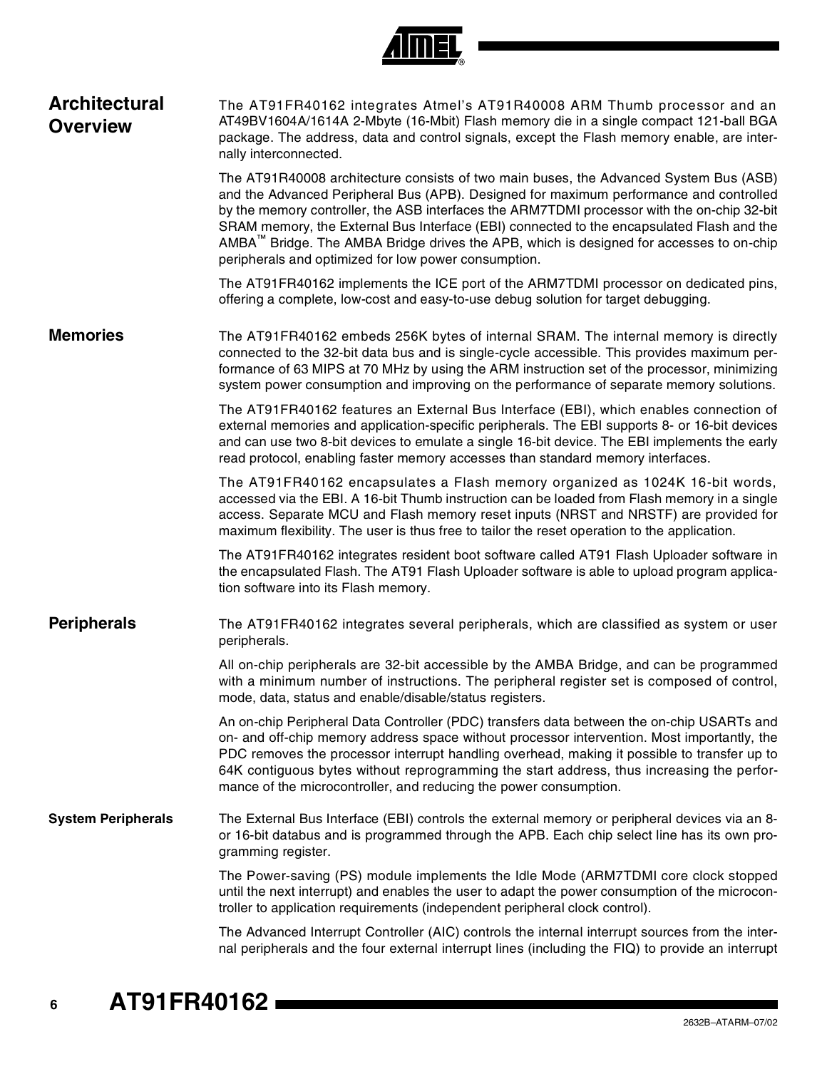## Architectural Overview

The AT91FR40162 integrates Atmel's AT91R40008 ARM Thumb processor and an AT49BV1604A/1614A 2-Mbyte (16-Mbit) Flash memory die in a single compact 121-ball BGA package. The address, data and control signals, except the Flash memory enable, are internally interconnected.

The AT91R40008 architecture consists of two main buses, the Advanced System Bus (ASB) and the Advanced Peripheral Bus (APB). Designed for maximum performance and controlled by the memory controller, the ASB interfaces the ARM7TDMI processor with the on-chip 32-bit SRAM memory, the External Bus Interface (EBI) connected to the encapsulated Flash and the AMBA™ Bridge. The AMBA Bridge drives the APB, which is designed for accesses to on-chip peripherals and optimized for low power consumption.

The AT91FR40162 implements the ICE port of the ARM7TDMI processor on dedicated pins, offering a complete, low-cost and easy-to-use debug solution for target debugging.

## Memories

The AT91FR40162 embeds 256K bytes of internal SRAM. The internal memory is directly connected to the 32-bit data bus and is single-cycle accessible. This provides maximum performance of 63 MIPS at 70 MHz by using the ARM instruction set of the processor, minimizing system power consumption and improving on the performance of separate memory solutions.

The AT91FR40162 features an External Bus Interface (EBI), which enables connection of external memories and application-specific peripherals. The EBI supports 8- or 16-bit devices and can use two 8-bit devices to emulate a single 16-bit device. The EBI implements the early read protocol, enabling faster memory accesses than standard memory interfaces.

The AT91FR40162 encapsulates a Flash memory organized as 1024K 16-bit words, accessed via the EBI. A 16-bit Thumb instruction can be loaded from Flash memory in a single access. Separate MCU and Flash memory reset inputs (NRST and NRSTF) are provided for maximum flexibility. The user is thus free to tailor the reset operation to the application.

The AT91FR40162 integrates resident boot software called AT91 Flash Uploader software in the encapsulated Flash. The AT91 Flash Uploader software is able to upload program application software into its Flash memory.

## Peripherals

The AT91FR40162 integrates several peripherals, which are classified as system or user peripherals.

All on-chip peripherals are 32-bit accessible by the AMBA Bridge, and can be programmed with a minimum number of instructions. The peripheral register set is composed of control, mode, data, status and enable/disable/status registers.

An on-chip Peripheral Data Controller (PDC) transfers data between the on-chip USARTs and on- and off-chip memory address space without processor intervention. Most importantly, the PDC removes the processor interrupt handling overhead, making it possible to transfer up to 64K contiguous bytes without reprogramming the start address, thus increasing the performance of the microcontroller, and reducing the power consumption.

### System Peripherals

The External Bus Interface (EBI) controls the external memory or peripheral devices via an 8- or 16-bit databus and is programmed through the APB. Each chip select line has its own programming register.

The Power-saving (PS) module implements the Idle Mode (ARM7TDMI core clock stopped until the next interrupt) and enables the user to adapt the power consumption of the microcontroller to application requirements (independent peripheral clock control).

The Advanced Interrupt Controller (AIC) controls the internal interrupt sources from the internal peripherals and the four external interrupt lines (including the FIQ) to provide an interrupt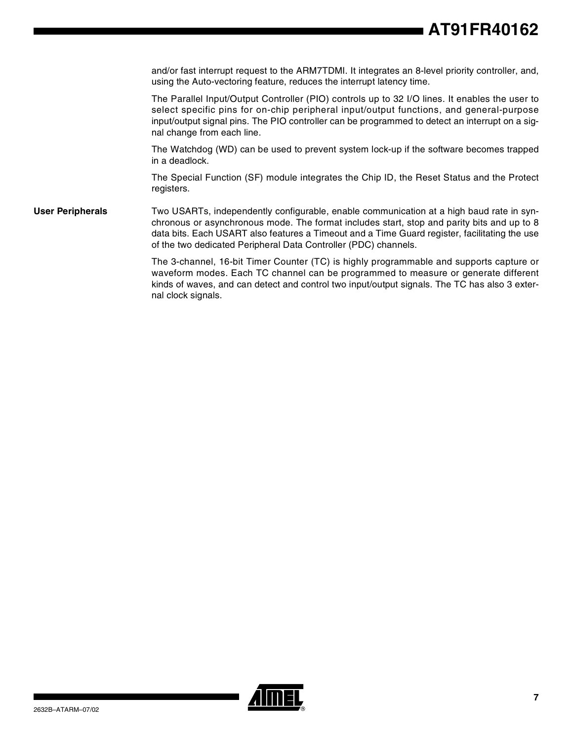and/or fast interrupt request to the ARM7TDMI. It integrates an 8-level priority controller, and, using the Auto-vectoring feature, reduces the interrupt latency time.

The Parallel Input/Output Controller (PIO) controls up to 32 I/O lines. It enables the user to select specific pins for on-chip peripheral input/output functions, and general-purpose input/output signal pins. The PIO controller can be programmed to detect an interrupt on a signal change from each line.

The Watchdog (WD) can be used to prevent system lock-up if the software becomes trapped in a deadlock.

The Special Function (SF) module integrates the Chip ID, the Reset Status and the Protect registers.

## User Peripherals

Two USARTs, independently configurable, enable communication at a high baud rate in synchronous or asynchronous mode. The format includes start, stop and parity bits and up to 8 data bits. Each USART also features a Timeout and a Time Guard register, facilitating the use of the two dedicated Peripheral Data Controller (PDC) channels.

The 3-channel, 16-bit Timer Counter (TC) is highly programmable and supports capture or waveform modes. Each TC channel can be programmed to measure or generate different kinds of waves, and can detect and control two input/output signals. The TC has also 3 external clock signals.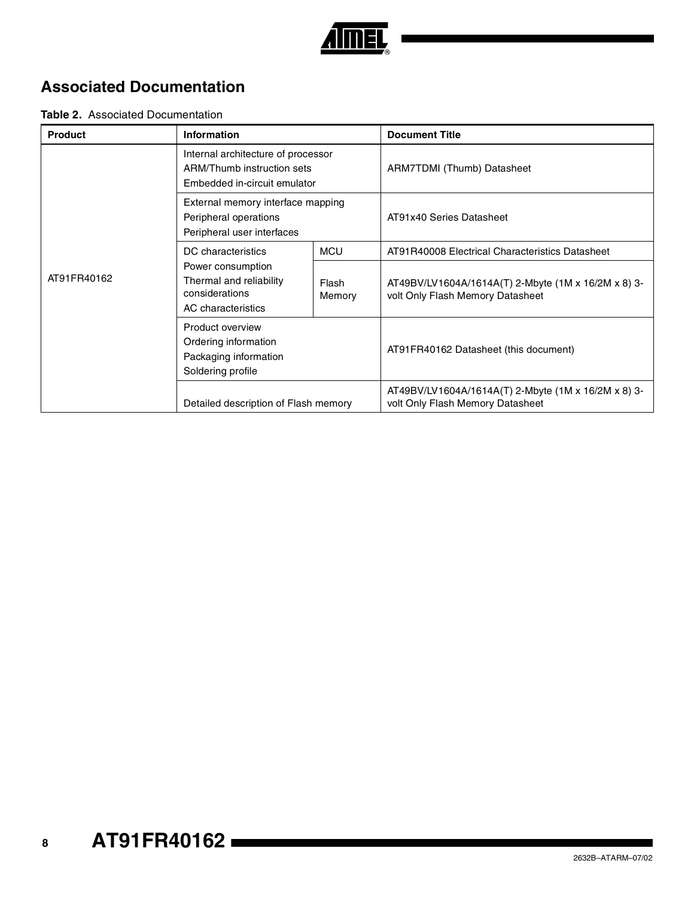## Associated Documentation

**Table 2.** Associated Documentation

| Product | Information | | Document Title |
|---|---|---|---|
| AT91FR40162 | Internal architecture of processor<br>ARM/Thumb instruction sets<br>Embedded in-circuit emulator | | ARM7TDMI (Thumb) Datasheet |
| | External memory interface mapping<br>Peripheral operations<br>Peripheral user interfaces | | AT91x40 Series Datasheet |
| | DC characteristics<br>Power consumption<br>Thermal and reliability considerations<br>AC characteristics | MCU | AT91R40008 Electrical Characteristics Datasheet |
| | | Flash Memory | AT49BV/LV1604A/1614A(T) 2-Mbyte (1M x 16/2M x 8) 3-volt Only Flash Memory Datasheet |
| | Product overview<br>Ordering information<br>Packaging information<br>Soldering profile | | AT91FR40162 Datasheet (this document) |
| | Detailed description of Flash memory | | AT49BV/LV1604A/1614A(T) 2-Mbyte (1M x 16/2M x 8) 3-volt Only Flash Memory Datasheet |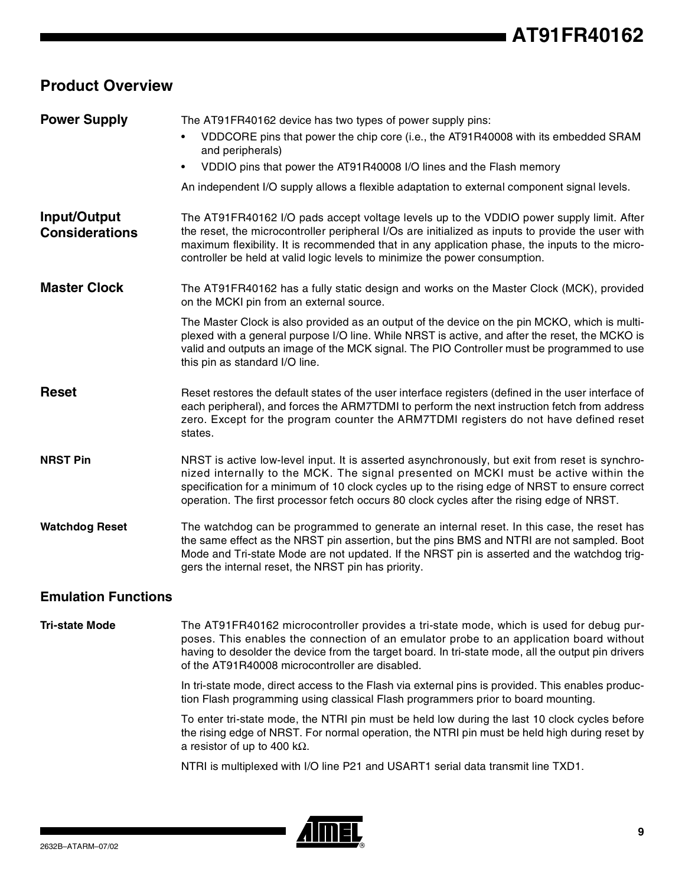## Product Overview

### Power Supply

The AT91FR40162 device has two types of power supply pins:

- VDDCORE pins that power the chip core (i.e., the AT91R40008 with its embedded SRAM and peripherals)
- VDDIO pins that power the AT91R40008 I/O lines and the Flash memory

An independent I/O supply allows a flexible adaptation to external component signal levels.

### Input/Output Considerations

The AT91FR40162 I/O pads accept voltage levels up to the VDDIO power supply limit. After the reset, the microcontroller peripheral I/Os are initialized as inputs to provide the user with maximum flexibility. It is recommended that in any application phase, the inputs to the microcontroller be held at valid logic levels to minimize the power consumption.

### Master Clock

The AT91FR40162 has a fully static design and works on the Master Clock (MCK), provided on the MCKI pin from an external source.

The Master Clock is also provided as an output of the device on the pin MCKO, which is multiplexed with a general purpose I/O line. While NRST is active, and after the reset, the MCKO is valid and outputs an image of the MCK signal. The PIO Controller must be programmed to use this pin as standard I/O line.

### Reset

Reset restores the default states of the user interface registers (defined in the user interface of each peripheral), and forces the ARM7TDMI to perform the next instruction fetch from address zero. Except for the program counter the ARM7TDMI registers do not have defined reset states.

#### NRST Pin

NRST is active low-level input. It is asserted asynchronously, but exit from reset is synchronized internally to the MCK. The signal presented on MCKI must be active within the specification for a minimum of 10 clock cycles up to the rising edge of NRST to ensure correct operation. The first processor fetch occurs 80 clock cycles after the rising edge of NRST.

#### Watchdog Reset

The watchdog can be programmed to generate an internal reset. In this case, the reset has the same effect as the NRST pin assertion, but the pins BMS and NTRI are not sampled. Boot Mode and Tri-state Mode are not updated. If the NRST pin is asserted and the watchdog triggers the internal reset, the NRST pin has priority.

### Emulation Functions

#### Tri-state Mode

The AT91FR40162 microcontroller provides a tri-state mode, which is used for debug purposes. This enables the connection of an emulator probe to an application board without having to desolder the device from the target board. In tri-state mode, all the output pin drivers of the AT91R40008 microcontroller are disabled.

In tri-state mode, direct access to the Flash via external pins is provided. This enables production Flash programming using classical Flash programmers prior to board mounting.

To enter tri-state mode, the NTRI pin must be held low during the last 10 clock cycles before the rising edge of NRST. For normal operation, the NTRI pin must be held high during reset by a resistor of up to 400 kΩ.

NTRI is multiplexed with I/O line P21 and USART1 serial data transmit line TXD1.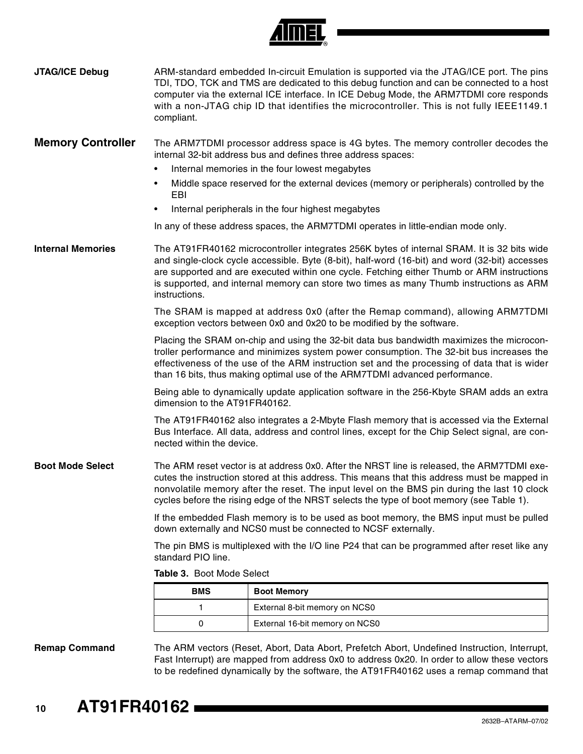### JTAG/ICE Debug

ARM-standard embedded In-circuit Emulation is supported via the JTAG/ICE port. The pins TDI, TDO, TCK and TMS are dedicated to this debug function and can be connected to a host computer via the external ICE interface. In ICE Debug Mode, the ARM7TDMI core responds with a non-JTAG chip ID that identifies the microcontroller. This is not fully IEEE1149.1 compliant.

## Memory Controller

The ARM7TDMI processor address space is 4G bytes. The memory controller decodes the internal 32-bit address bus and defines three address spaces:

- Internal memories in the four lowest megabytes
- Middle space reserved for the external devices (memory or peripherals) controlled by the EBI
- Internal peripherals in the four highest megabytes

In any of these address spaces, the ARM7TDMI operates in little-endian mode only.

### Internal Memories

The AT91FR40162 microcontroller integrates 256K bytes of internal SRAM. It is 32 bits wide and single-clock cycle accessible. Byte (8-bit), half-word (16-bit) and word (32-bit) accesses are supported and are executed within one cycle. Fetching either Thumb or ARM instructions is supported, and internal memory can store two times as many Thumb instructions as ARM instructions.

The SRAM is mapped at address 0x0 (after the Remap command), allowing ARM7TDMI exception vectors between 0x0 and 0x20 to be modified by the software.

Placing the SRAM on-chip and using the 32-bit data bus bandwidth maximizes the microcontroller performance and minimizes system power consumption. The 32-bit bus increases the effectiveness of the use of the ARM instruction set and the processing of data that is wider than 16 bits, thus making optimal use of the ARM7TDMI advanced performance.

Being able to dynamically update application software in the 256-Kbyte SRAM adds an extra dimension to the AT91FR40162.

The AT91FR40162 also integrates a 2-Mbyte Flash memory that is accessed via the External Bus Interface. All data, address and control lines, except for the Chip Select signal, are connected within the device.

### Boot Mode Select

The ARM reset vector is at address 0x0. After the NRST line is released, the ARM7TDMI executes the instruction stored at this address. This means that this address must be mapped in nonvolatile memory after the reset. The input level on the BMS pin during the last 10 clock cycles before the rising edge of the NRST selects the type of boot memory (see Table 1).

If the embedded Flash memory is to be used as boot memory, the BMS input must be pulled down externally and NCS0 must be connected to NCSF externally.

The pin BMS is multiplexed with the I/O line P24 that can be programmed after reset like any standard PIO line.

**Table 3.** Boot Mode Select

| BMS | Boot Memory |
| --- | --- |
| 1 | External 8-bit memory on NCS0 |
| 0 | External 16-bit memory on NCS0 |

### Remap Command

The ARM vectors (Reset, Abort, Data Abort, Prefetch Abort, Undefined Instruction, Interrupt, Fast Interrupt) are mapped from address 0x0 to address 0x20. In order to allow these vectors to be redefined dynamically by the software, the AT91FR40162 uses a remap command that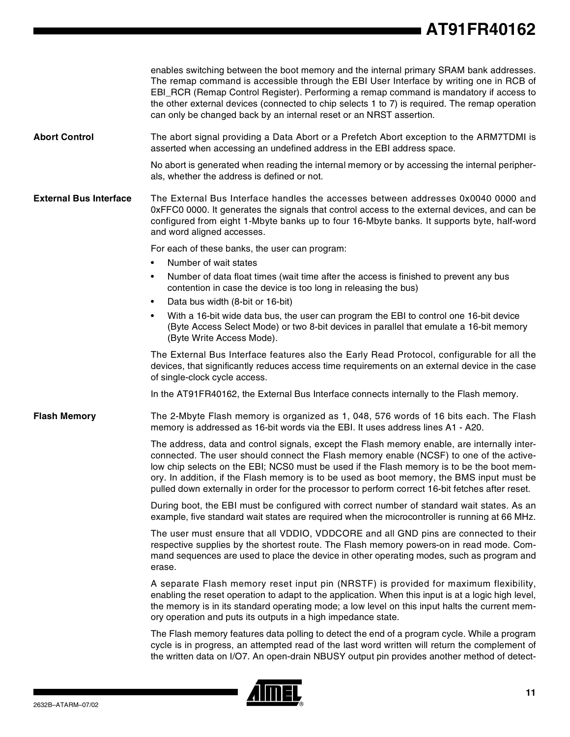enables switching between the boot memory and the internal primary SRAM bank addresses. The remap command is accessible through the EBI User Interface by writing one in RCB of EBI_RCR (Remap Control Register). Performing a remap command is mandatory if access to the other external devices (connected to chip selects 1 to 7) is required. The remap operation can only be changed back by an internal reset or an NRST assertion.

### Abort Control

The abort signal providing a Data Abort or a Prefetch Abort exception to the ARM7TDMI is asserted when accessing an undefined address in the EBI address space.

No abort is generated when reading the internal memory or by accessing the internal peripherals, whether the address is defined or not.

### External Bus Interface

The External Bus Interface handles the accesses between addresses 0x0040 0000 and 0xFFC0 0000. It generates the signals that control access to the external devices, and can be configured from eight 1-Mbyte banks up to four 16-Mbyte banks. It supports byte, half-word and word aligned accesses.

For each of these banks, the user can program:

- Number of wait states
- Number of data float times (wait time after the access is finished to prevent any bus contention in case the device is too long in releasing the bus)
- Data bus width (8-bit or 16-bit)
- With a 16-bit wide data bus, the user can program the EBI to control one 16-bit device (Byte Access Select Mode) or two 8-bit devices in parallel that emulate a 16-bit memory (Byte Write Access Mode).

The External Bus Interface features also the Early Read Protocol, configurable for all the devices, that significantly reduces access time requirements on an external device in the case of single-clock cycle access.

In the AT91FR40162, the External Bus Interface connects internally to the Flash memory.

### Flash Memory

The 2-Mbyte Flash memory is organized as 1, 048, 576 words of 16 bits each. The Flash memory is addressed as 16-bit words via the EBI. It uses address lines A1 - A20.

The address, data and control signals, except the Flash memory enable, are internally interconnected. The user should connect the Flash memory enable (NCSF) to one of the active-low chip selects on the EBI; NCS0 must be used if the Flash memory is to be the boot memory. In addition, if the Flash memory is to be used as boot memory, the BMS input must be pulled down externally in order for the processor to perform correct 16-bit fetches after reset.

During boot, the EBI must be configured with correct number of standard wait states. As an example, five standard wait states are required when the microcontroller is running at 66 MHz.

The user must ensure that all VDDIO, VDDCORE and all GND pins are connected to their respective supplies by the shortest route. The Flash memory powers-on in read mode. Command sequences are used to place the device in other operating modes, such as program and erase.

A separate Flash memory reset input pin (NRSTF) is provided for maximum flexibility, enabling the reset operation to adapt to the application. When this input is at a logic high level, the memory is in its standard operating mode; a low level on this input halts the current memory operation and puts its outputs in a high impedance state.

The Flash memory features data polling to detect the end of a program cycle. While a program cycle is in progress, an attempted read of the last word written will return the complement of the written data on I/O7. An open-drain NBUSY output pin provides another method of detect-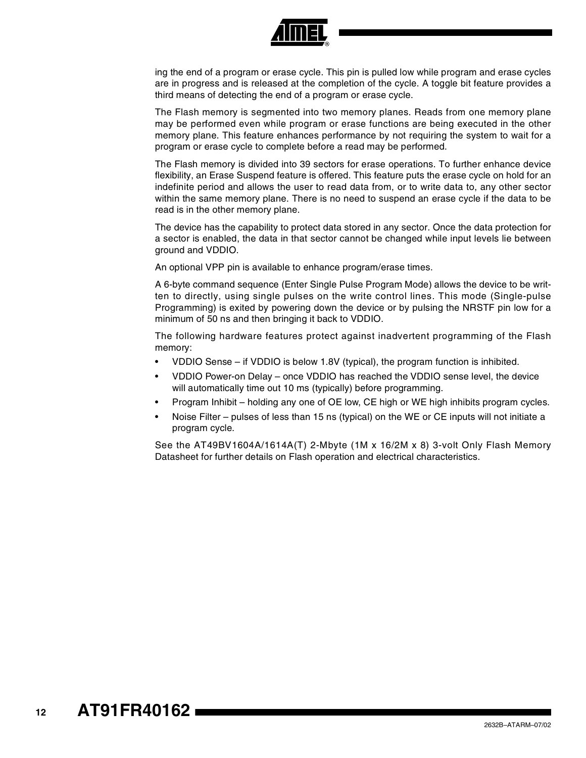ing the end of a program or erase cycle. This pin is pulled low while program and erase cycles are in progress and is released at the completion of the cycle. A toggle bit feature provides a third means of detecting the end of a program or erase cycle.

The Flash memory is segmented into two memory planes. Reads from one memory plane may be performed even while program or erase functions are being executed in the other memory plane. This feature enhances performance by not requiring the system to wait for a program or erase cycle to complete before a read may be performed.

The Flash memory is divided into 39 sectors for erase operations. To further enhance device flexibility, an Erase Suspend feature is offered. This feature puts the erase cycle on hold for an indefinite period and allows the user to read data from, or to write data to, any other sector within the same memory plane. There is no need to suspend an erase cycle if the data to be read is in the other memory plane.

The device has the capability to protect data stored in any sector. Once the data protection for a sector is enabled, the data in that sector cannot be changed while input levels lie between ground and VDDIO.

An optional VPP pin is available to enhance program/erase times.

A 6-byte command sequence (Enter Single Pulse Program Mode) allows the device to be written to directly, using single pulses on the write control lines. This mode (Single-pulse Programming) is exited by powering down the device or by pulsing the NRSTF pin low for a minimum of 50 ns and then bringing it back to VDDIO.

The following hardware features protect against inadvertent programming of the Flash memory:

- VDDIO Sense – if VDDIO is below 1.8V (typical), the program function is inhibited.
- VDDIO Power-on Delay – once VDDIO has reached the VDDIO sense level, the device will automatically time out 10 ms (typically) before programming.
- Program Inhibit – holding any one of OE low, CE high or WE high inhibits program cycles.
- Noise Filter – pulses of less than 15 ns (typical) on the WE or CE inputs will not initiate a program cycle.

See the AT49BV1604A/1614A(T) 2-Mbyte (1M x 16/2M x 8) 3-volt Only Flash Memory Datasheet for further details on Flash operation and electrical characteristics.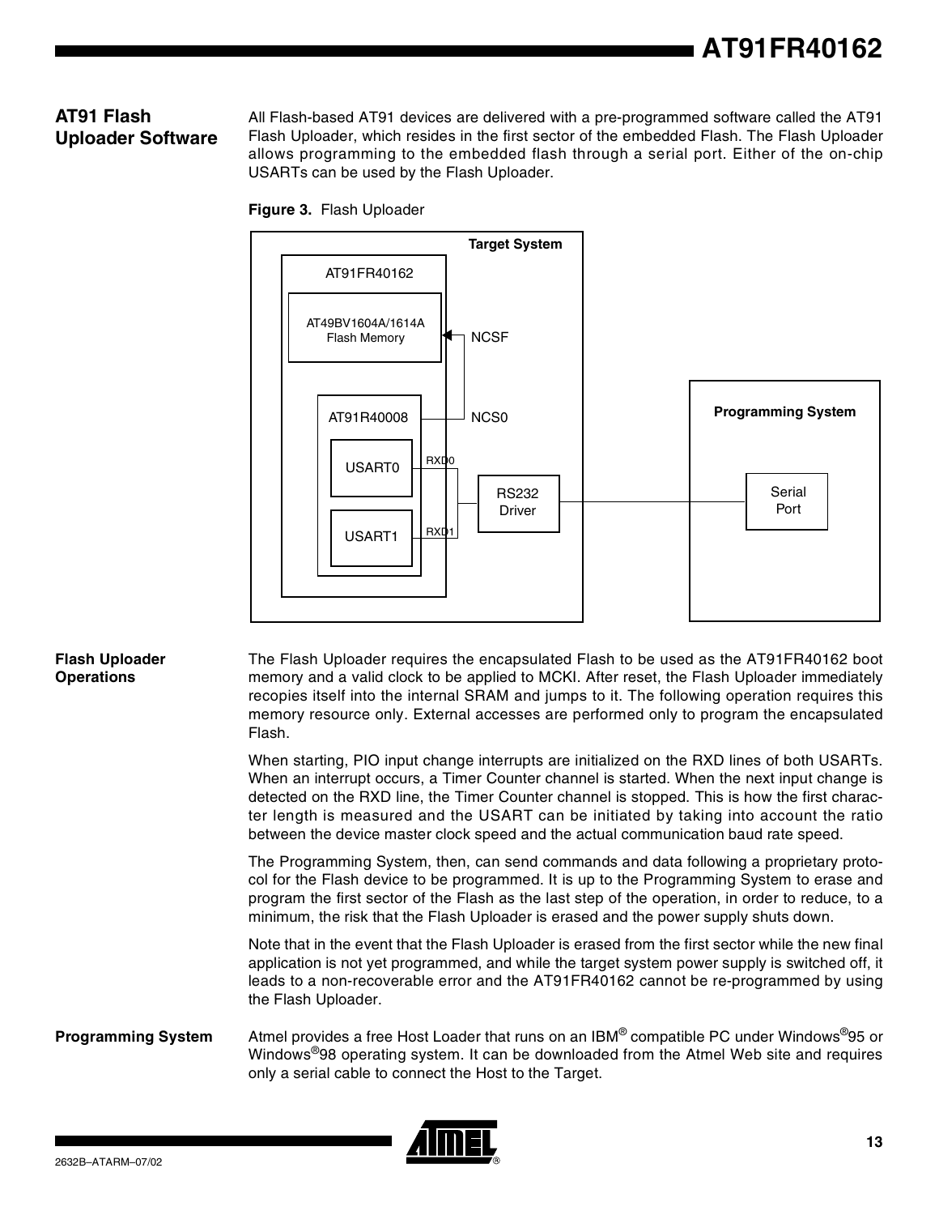## AT91 Flash Uploader Software

All Flash-based AT91 devices are delivered with a pre-programmed software called the AT91 Flash Uploader, which resides in the first sector of the embedded Flash. The Flash Uploader allows programming to the embedded flash through a serial port. Either of the on-chip USARTs can be used by the Flash Uploader.

**Figure 3.** Flash Uploader

### Flash Uploader Operations

The Flash Uploader requires the encapsulated Flash to be used as the AT91FR40162 boot memory and a valid clock to be applied to MCKI. After reset, the Flash Uploader immediately recopies itself into the internal SRAM and jumps to it. The following operation requires this memory resource only. External accesses are performed only to program the encapsulated Flash.

When starting, PIO input change interrupts are initialized on the RXD lines of both USARTs. When an interrupt occurs, a Timer Counter channel is started. When the next input change is detected on the RXD line, the Timer Counter channel is stopped. This is how the first character length is measured and the USART can be initiated by taking into account the ratio between the device master clock speed and the actual communication baud rate speed.

The Programming System, then, can send commands and data following a proprietary protocol for the Flash device to be programmed. It is up to the Programming System to erase and program the first sector of the Flash as the last step of the operation, in order to reduce, to a minimum, the risk that the Flash Uploader is erased and the power supply shuts down.

Note that in the event that the Flash Uploader is erased from the first sector while the new final application is not yet programmed, and while the target system power supply is switched off, it leads to a non-recoverable error and the AT91FR40162 cannot be re-programmed by using the Flash Uploader.

### Programming System

Atmel provides a free Host Loader that runs on an IBM® compatible PC under Windows®95 or Windows®98 operating system. It can be downloaded from the Atmel Web site and requires only a serial cable to connect the Host to the Target.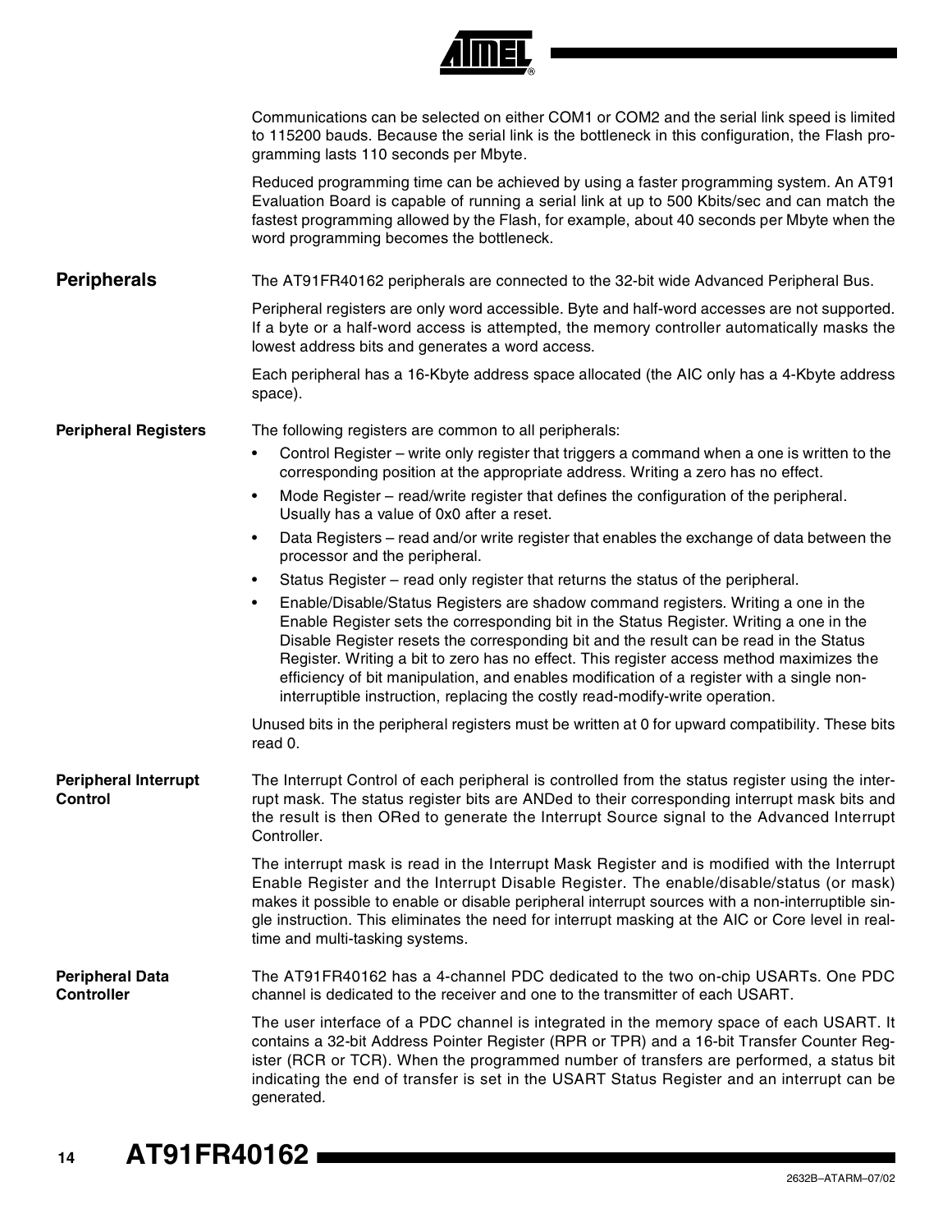Communications can be selected on either COM1 or COM2 and the serial link speed is limited to 115200 bauds. Because the serial link is the bottleneck in this configuration, the Flash programming lasts 110 seconds per Mbyte.

Reduced programming time can be achieved by using a faster programming system. An AT91 Evaluation Board is capable of running a serial link at up to 500 Kbits/sec and can match the fastest programming allowed by the Flash, for example, about 40 seconds per Mbyte when the word programming becomes the bottleneck.

## Peripherals

The AT91FR40162 peripherals are connected to the 32-bit wide Advanced Peripheral Bus.

Peripheral registers are only word accessible. Byte and half-word accesses are not supported. If a byte or a half-word access is attempted, the memory controller automatically masks the lowest address bits and generates a word access.

Each peripheral has a 16-Kbyte address space allocated (the AIC only has a 4-Kbyte address space).

### Peripheral Registers

The following registers are common to all peripherals:

- Control Register – write only register that triggers a command when a one is written to the corresponding position at the appropriate address. Writing a zero has no effect.
- Mode Register – read/write register that defines the configuration of the peripheral. Usually has a value of 0x0 after a reset.
- Data Registers – read and/or write register that enables the exchange of data between the processor and the peripheral.
- Status Register – read only register that returns the status of the peripheral.
- Enable/Disable/Status Registers are shadow command registers. Writing a one in the Enable Register sets the corresponding bit in the Status Register. Writing a one in the Disable Register resets the corresponding bit and the result can be read in the Status Register. Writing a bit to zero has no effect. This register access method maximizes the efficiency of bit manipulation, and enables modification of a register with a single non-interruptible instruction, replacing the costly read-modify-write operation.

Unused bits in the peripheral registers must be written at 0 for upward compatibility. These bits read 0.

### Peripheral Interrupt Control

The Interrupt Control of each peripheral is controlled from the status register using the interrupt mask. The status register bits are ANDed to their corresponding interrupt mask bits and the result is then ORed to generate the Interrupt Source signal to the Advanced Interrupt Controller.

The interrupt mask is read in the Interrupt Mask Register and is modified with the Interrupt Enable Register and the Interrupt Disable Register. The enable/disable/status (or mask) makes it possible to enable or disable peripheral interrupt sources with a non-interruptible single instruction. This eliminates the need for interrupt masking at the AIC or Core level in real-time and multi-tasking systems.

### Peripheral Data Controller

The AT91FR40162 has a 4-channel PDC dedicated to the two on-chip USARTs. One PDC channel is dedicated to the receiver and one to the transmitter of each USART.

The user interface of a PDC channel is integrated in the memory space of each USART. It contains a 32-bit Address Pointer Register (RPR or TPR) and a 16-bit Transfer Counter Register (RCR or TCR). When the programmed number of transfers are performed, a status bit indicating the end of transfer is set in the USART Status Register and an interrupt can be generated.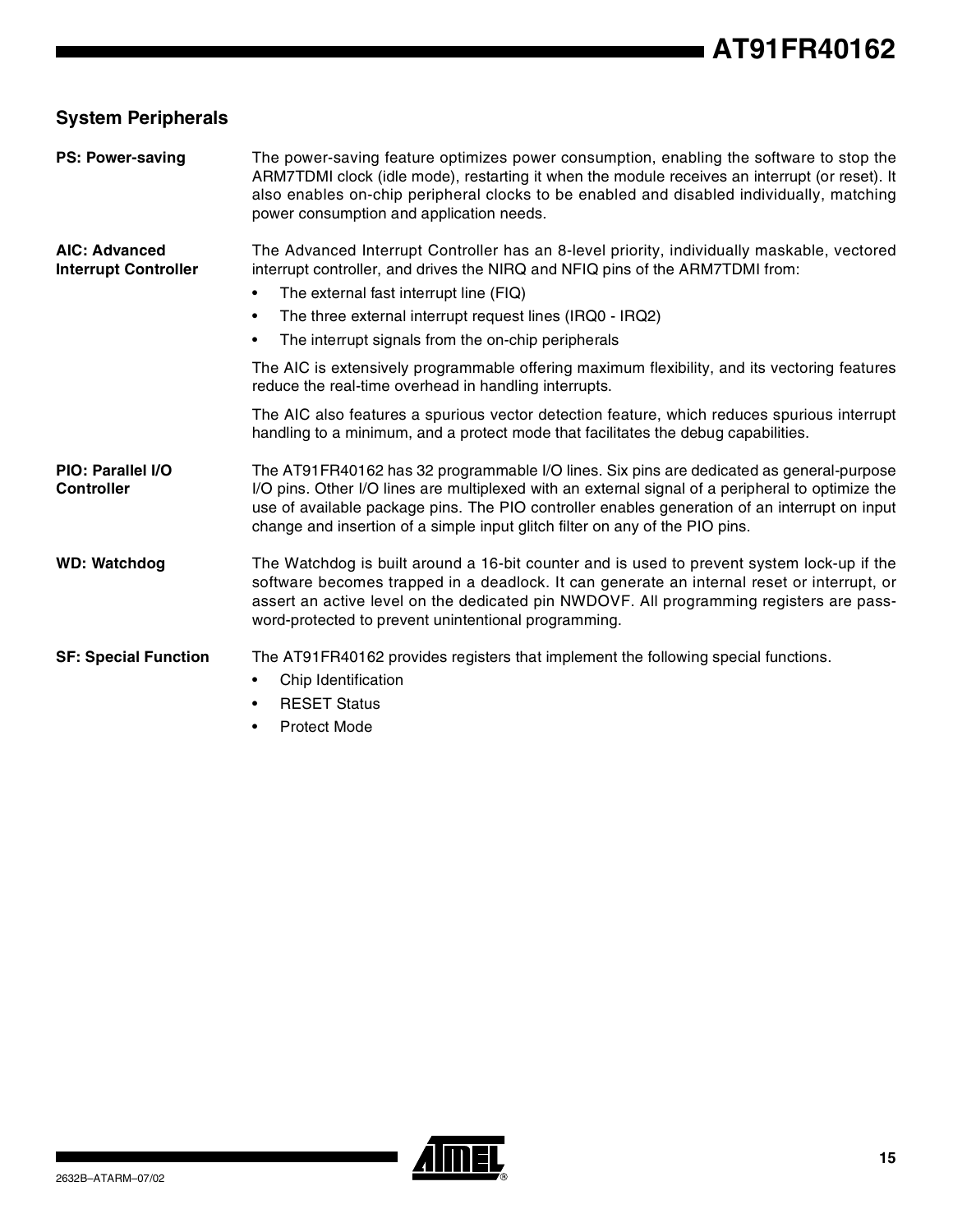## System Peripherals

**PS: Power-saving**

The power-saving feature optimizes power consumption, enabling the software to stop the ARM7TDMI clock (idle mode), restarting it when the module receives an interrupt (or reset). It also enables on-chip peripheral clocks to be enabled and disabled individually, matching power consumption and application needs.

**AIC: Advanced Interrupt Controller**

The Advanced Interrupt Controller has an 8-level priority, individually maskable, vectored interrupt controller, and drives the NIRQ and NFIQ pins of the ARM7TDMI from:

- The external fast interrupt line (FIQ)
- The three external interrupt request lines (IRQ0 - IRQ2)
- The interrupt signals from the on-chip peripherals

The AIC is extensively programmable offering maximum flexibility, and its vectoring features reduce the real-time overhead in handling interrupts.

The AIC also features a spurious vector detection feature, which reduces spurious interrupt handling to a minimum, and a protect mode that facilitates the debug capabilities.

**PIO: Parallel I/O Controller**

The AT91FR40162 has 32 programmable I/O lines. Six pins are dedicated as general-purpose I/O pins. Other I/O lines are multiplexed with an external signal of a peripheral to optimize the use of available package pins. The PIO controller enables generation of an interrupt on input change and insertion of a simple input glitch filter on any of the PIO pins.

**WD: Watchdog**

The Watchdog is built around a 16-bit counter and is used to prevent system lock-up if the software becomes trapped in a deadlock. It can generate an internal reset or interrupt, or assert an active level on the dedicated pin NWDOVF. All programming registers are password-protected to prevent unintentional programming.

**SF: Special Function**

The AT91FR40162 provides registers that implement the following special functions.

- Chip Identification
- RESET Status
- Protect Mode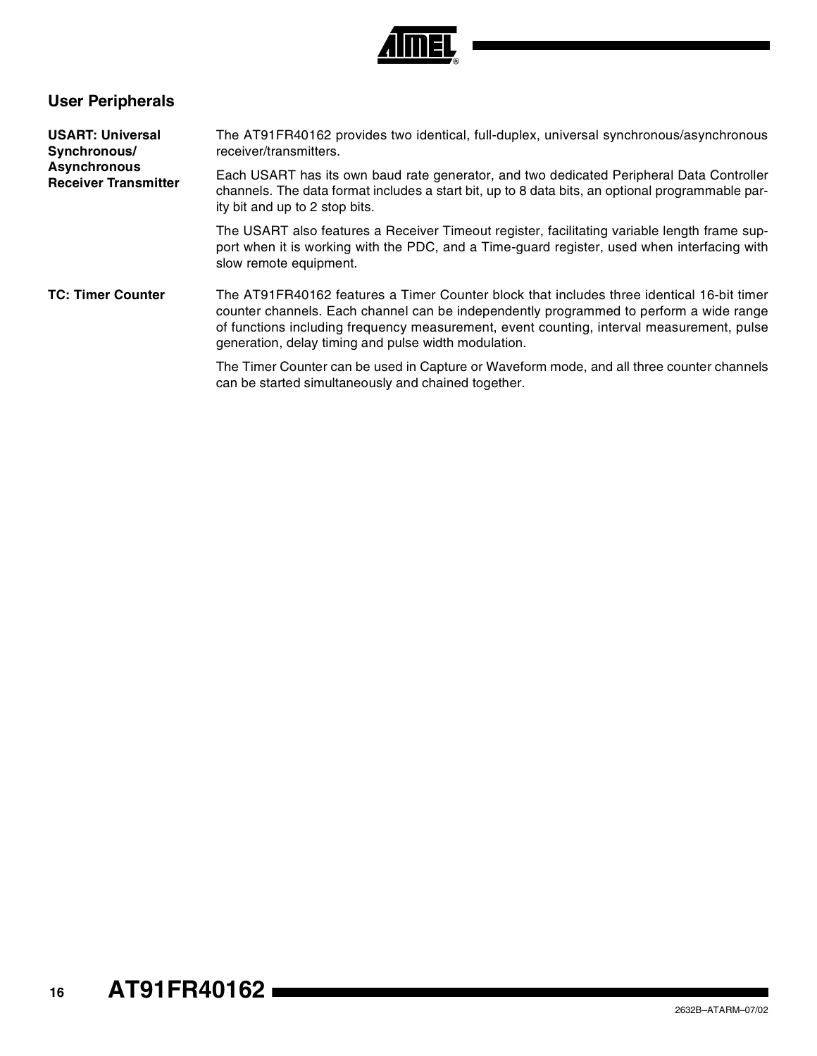## User Peripherals

### USART: Universal Synchronous/ Asynchronous Receiver Transmitter

The AT91FR40162 provides two identical, full-duplex, universal synchronous/asynchronous receiver/transmitters.

Each USART has its own baud rate generator, and two dedicated Peripheral Data Controller channels. The data format includes a start bit, up to 8 data bits, an optional programmable parity bit and up to 2 stop bits.

The USART also features a Receiver Timeout register, facilitating variable length frame support when it is working with the PDC, and a Time-guard register, used when interfacing with slow remote equipment.

### TC: Timer Counter

The AT91FR40162 features a Timer Counter block that includes three identical 16-bit timer counter channels. Each channel can be independently programmed to perform a wide range of functions including frequency measurement, event counting, interval measurement, pulse generation, delay timing and pulse width modulation.

The Timer Counter can be used in Capture or Waveform mode, and all three counter channels can be started simultaneously and chained together.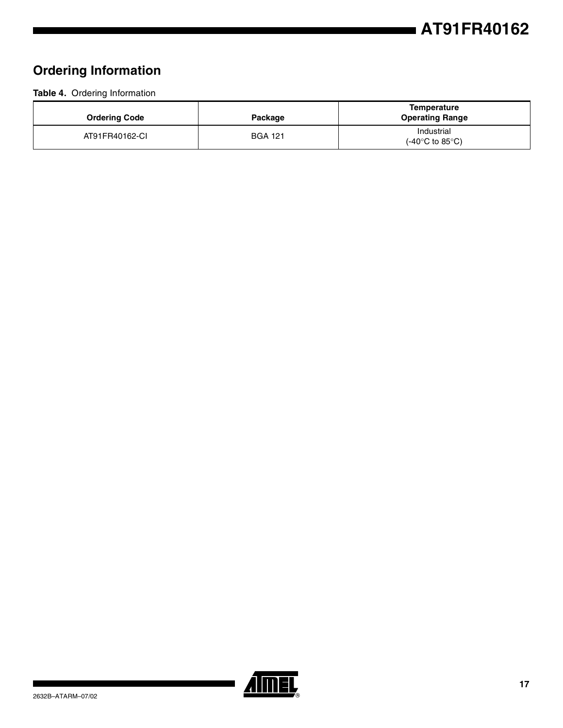## Ordering Information

**Table 4.** Ordering Information

| Ordering Code | Package | Temperature Operating Range |
|---|---|---|
| AT91FR40162-CI | BGA 121 | Industrial (-40°C to 85°C) |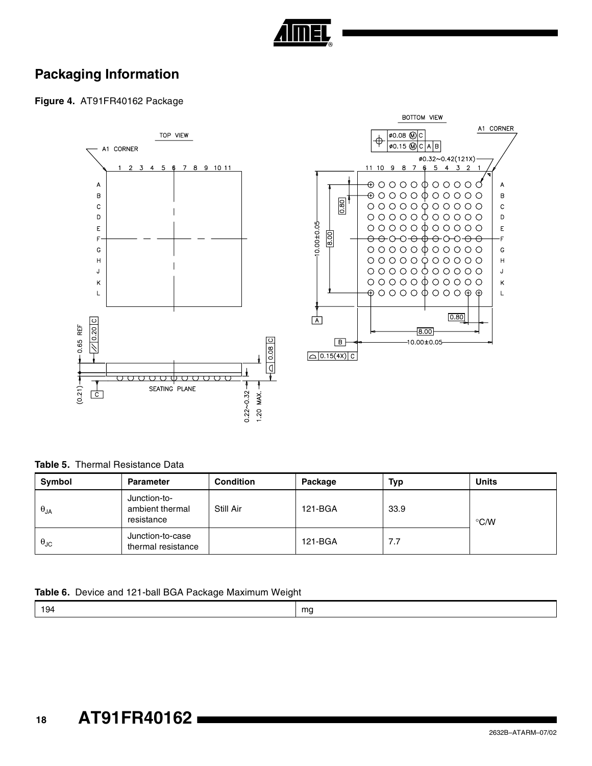## Packaging Information

**Figure 4.** AT91FR40162 Package

**Table 5.** Thermal Resistance Data

| Symbol | Parameter | Condition | Package | Typ | Units |
|---|---|---|---|---|---|
| $\theta_{JA}$ | Junction-to-ambient thermal resistance | Still Air | 121-BGA | 33.9 | °C/W |
| $\theta_{JC}$ | Junction-to-case thermal resistance | | 121-BGA | 7.7 | |

**Table 6.** Device and 121-ball BGA Package Maximum Weight

| 194 | mg |
|---|---|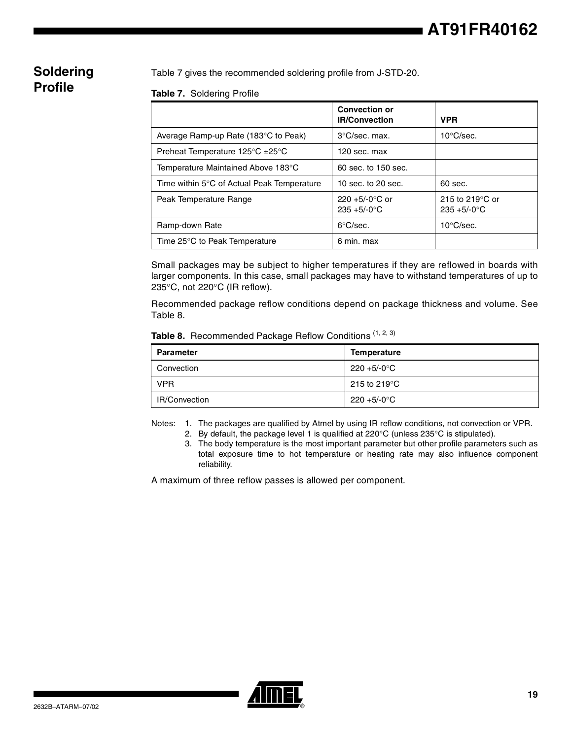## Soldering Profile

Table 7 gives the recommended soldering profile from J-STD-20.

**Table 7.** Soldering Profile

| | Convection or IR/Convection | VPR |
|---|---|---|
| Average Ramp-up Rate (183°C to Peak) | 3°C/sec. max. | 10°C/sec. |
| Preheat Temperature 125°C ±25°C | 120 sec. max | |
| Temperature Maintained Above 183°C | 60 sec. to 150 sec. | |
| Time within 5°C of Actual Peak Temperature | 10 sec. to 20 sec. | 60 sec. |
| Peak Temperature Range | 220 +5/-0°C or 235 +5/-0°C | 215 to 219°C or 235 +5/-0°C |
| Ramp-down Rate | 6°C/sec. | 10°C/sec. |
| Time 25°C to Peak Temperature | 6 min. max | |

Small packages may be subject to higher temperatures if they are reflowed in boards with larger components. In this case, small packages may have to withstand temperatures of up to 235°C, not 220°C (IR reflow).

Recommended package reflow conditions depend on package thickness and volume. See Table 8.

**Table 8.** Recommended Package Reflow Conditions [1, 2, 3]

| Parameter | Temperature |
|---|---|
| Convection | 220 +5/-0°C |
| VPR | 215 to 219°C |
| IR/Convection | 220 +5/-0°C |

Notes:
1. The packages are qualified by Atmel by using IR reflow conditions, not convection or VPR.
2. By default, the package level 1 is qualified at 220°C (unless 235°C is stipulated).
3. The body temperature is the most important parameter but other profile parameters such as total exposure time to hot temperature or heating rate may also influence component reliability.

A maximum of three reflow passes is allowed per component.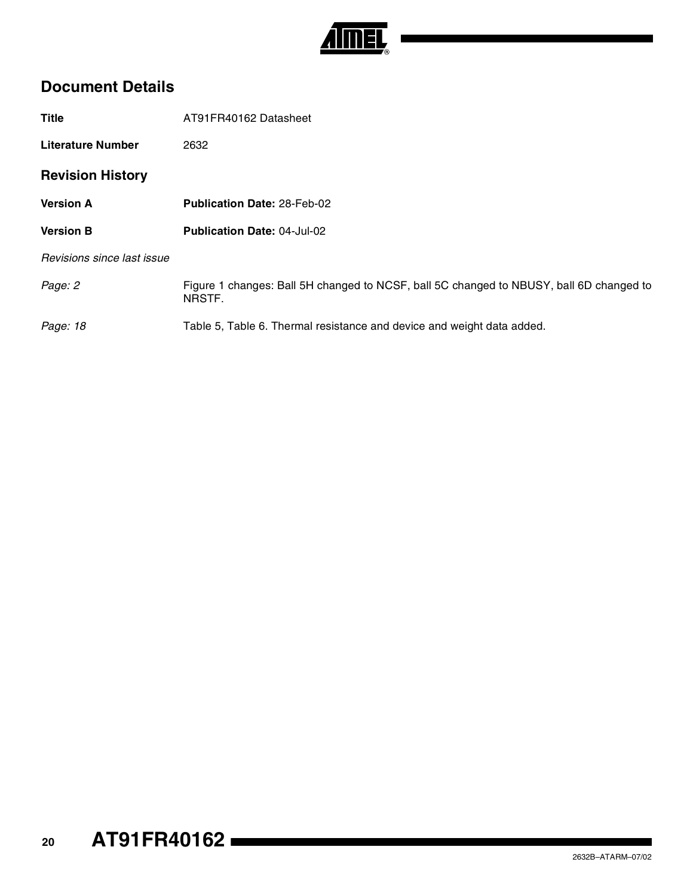## Document Details

**Title** AT91FR40162 Datasheet

**Literature Number** 2632

## Revision History

**Version A** **Publication Date:** 28-Feb-02

**Version B** **Publication Date:** 04-Jul-02

*Revisions since last issue*

*Page: 2* Figure 1 changes: Ball 5H changed to NCSF, ball 5C changed to NBUSY, ball 6D changed to NRSTF.

*Page: 18* Table 5, Table 6. Thermal resistance and device and weight data added.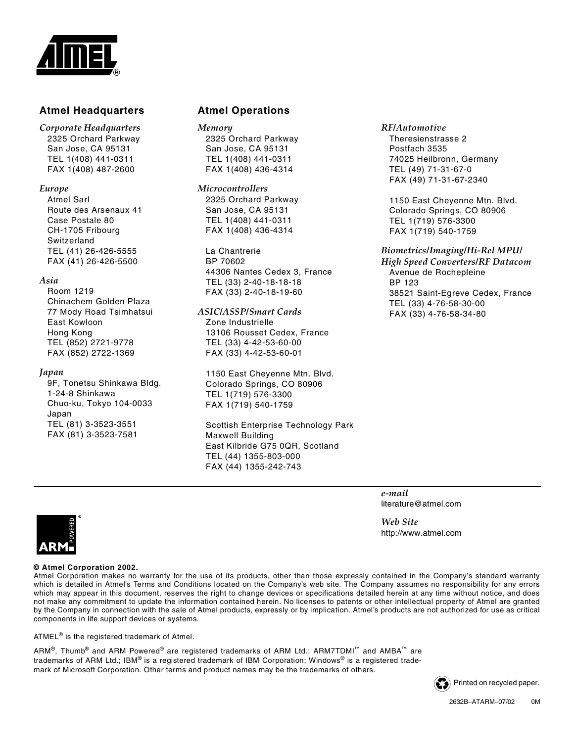## Atmel Headquarters

*Corporate Headquarters*
2325 Orchard Parkway
San Jose, CA 95131
TEL 1(408) 441-0311
FAX 1(408) 487-2600

*Europe*
Atmel Sarl
Route des Arsenaux 41
Case Postale 80
CH-1705 Fribourg
Switzerland
TEL (41) 26-426-5555
FAX (41) 26-426-5500

*Asia*
Room 1219
Chinachem Golden Plaza
77 Mody Road Tsimhatsui
East Kowloon
Hong Kong
TEL (852) 2721-9778
FAX (852) 2722-1369

*Japan*
9F, Tonetsu Shinkawa Bldg.
1-24-8 Shinkawa
Chuo-ku, Tokyo 104-0033
Japan
TEL (81) 3-3523-3551
FAX (81) 3-3523-7581

## Atmel Operations

*Memory*
2325 Orchard Parkway
San Jose, CA 95131
TEL 1(408) 441-0311
FAX 1(408) 436-4314

*Microcontrollers*
2325 Orchard Parkway
San Jose, CA 95131
TEL 1(408) 441-0311
FAX 1(408) 436-4314

La Chantrerie
BP 70602
44306 Nantes Cedex 3, France
TEL (33) 2-40-18-18-18
FAX (33) 2-40-18-19-60

*ASIC/ASSP/Smart Cards*
Zone Industrielle
13106 Rousset Cedex, France
TEL (33) 4-42-53-60-00
FAX (33) 4-42-53-60-01

1150 East Cheyenne Mtn. Blvd.
Colorado Springs, CO 80906
TEL 1(719) 576-3300
FAX 1(719) 540-1759

Scottish Enterprise Technology Park
Maxwell Building
East Kilbride G75 0QR, Scotland
TEL (44) 1355-803-000
FAX (44) 1355-242-743

*RF/Automotive*
Theresienstrasse 2
Postfach 3535
74025 Heilbronn, Germany
TEL (49) 71-31-67-0
FAX (49) 71-31-67-2340

1150 East Cheyenne Mtn. Blvd.
Colorado Springs, CO 80906
TEL 1(719) 576-3300
FAX 1(719) 540-1759

*Biometrics/Imaging/Hi-Rel MPU/ High Speed Converters/RF Datacom*
Avenue de Rochepleine
BP 123
38521 Saint-Egreve Cedex, France
TEL (33) 4-76-58-30-00
FAX (33) 4-76-58-34-80

*e-mail*
literature@atmel.com

*Web Site*
http://www.atmel.com

**© Atmel Corporation 2002.**
Atmel Corporation makes no warranty for the use of its products, other than those expressly contained in the Company's standard warranty which is detailed in Atmel's Terms and Conditions located on the Company's web site. The Company assumes no responsibility for any errors which may appear in this document, reserves the right to change devices or specifications detailed herein at any time without notice, and does not make any commitment to update the information contained herein. No licenses to patents or other intellectual property of Atmel are granted by the Company in connection with the sale of Atmel products, expressly or by implication. Atmel's products are not authorized for use as critical components in life support devices or systems.

ATMEL® is the registered trademark of Atmel.

ARM®, Thumb® and ARM Powered® are registered trademarks of ARM Ltd.; ARM7TDMI™ and AMBA™ are trademarks of ARM Ltd.; IBM® is a registered trademark of IBM Corporation; Windows® is a registered trademark of Microsoft Corporation. Other terms and product names may be the trademarks of others.

Printed on recycled paper.

2632B–ATARM–07/02 0M